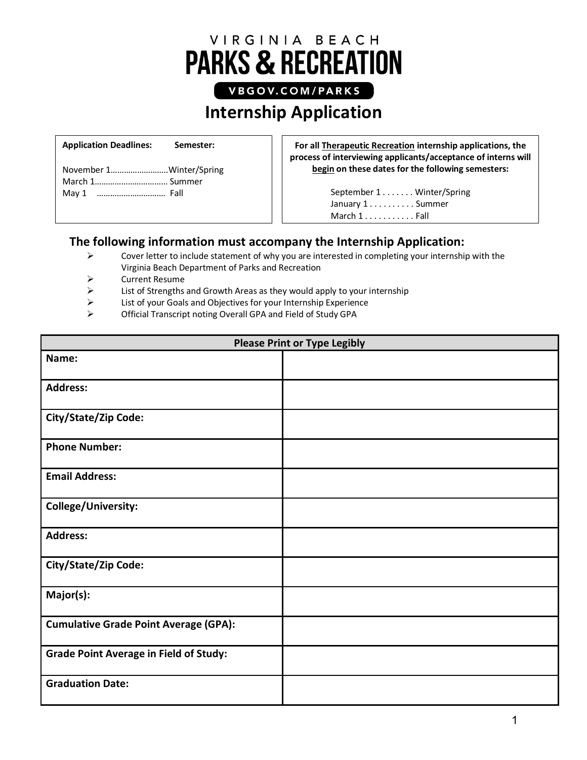VIRGINIA BEACH

# PARKS & RECREATION

VBGOV.COM/PARKS

## Internship Application

| Application Deadlines: | Semester: |
| --- | --- |
| November 1 | Winter/Spring |
| March 1 | Summer |
| May 1 | Fall |

**For all Therapeutic Recreation internship applications, the process of interviewing applicants/acceptance of interns will begin on these dates for the following semesters:**

| | |
| --- | --- |
| September 1 | Winter/Spring |
| January 1 | Summer |
| March 1 | Fall |

### The following information must accompany the Internship Application:

- Cover letter to include statement of why you are interested in completing your internship with the Virginia Beach Department of Parks and Recreation
- Current Resume
- List of Strengths and Growth Areas as they would apply to your internship
- List of your Goals and Objectives for your Internship Experience
- Official Transcript noting Overall GPA and Field of Study GPA

| Please Print or Type Legibly | |
| --- | --- |
| **Name:** | |
| **Address:** | |
| **City/State/Zip Code:** | |
| **Phone Number:** | |
| **Email Address:** | |
| **College/University:** | |
| **Address:** | |
| **City/State/Zip Code:** | |
| **Major(s):** | |
| **Cumulative Grade Point Average (GPA):** | |
| **Grade Point Average in Field of Study:** | |
| **Graduation Date:** | |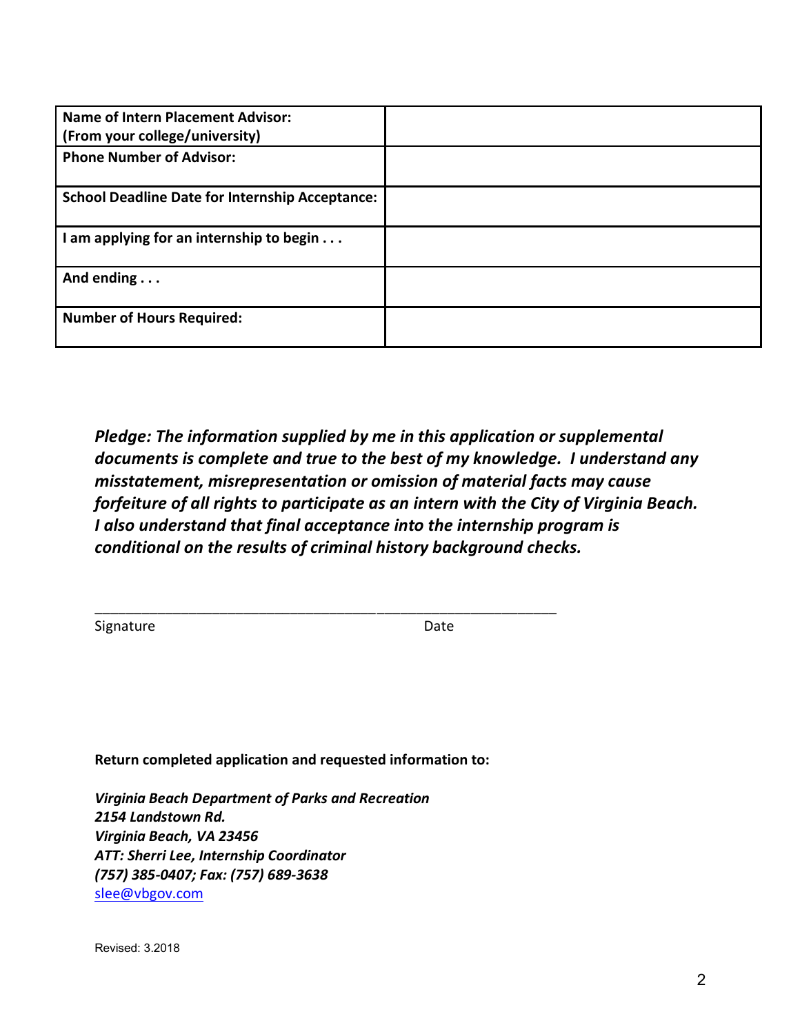| | |
|---|---|
| **Name of Intern Placement Advisor: (From your college/university)** | |
| **Phone Number of Advisor:** | |
| **School Deadline Date for Internship Acceptance:** | |
| **I am applying for an internship to begin . . .** | |
| **And ending . . .** | |
| **Number of Hours Required:** | |

***Pledge: The information supplied by me in this application or supplemental documents is complete and true to the best of my knowledge. I understand any misstatement, misrepresentation or omission of material facts may cause forfeiture of all rights to participate as an intern with the City of Virginia Beach. I also understand that final acceptance into the internship program is conditional on the results of criminal history background checks.***

_______________________________________________________________

Signature                                                        Date

**Return completed application and requested information to:**

***Virginia Beach Department of Parks and Recreation***
***2154 Landstown Rd.***
***Virginia Beach, VA 23456***
***ATT: Sherri Lee, Internship Coordinator***
***(757) 385-0407; Fax: (757) 689-3638***
slee@vbgov.com

Revised: 3.2018